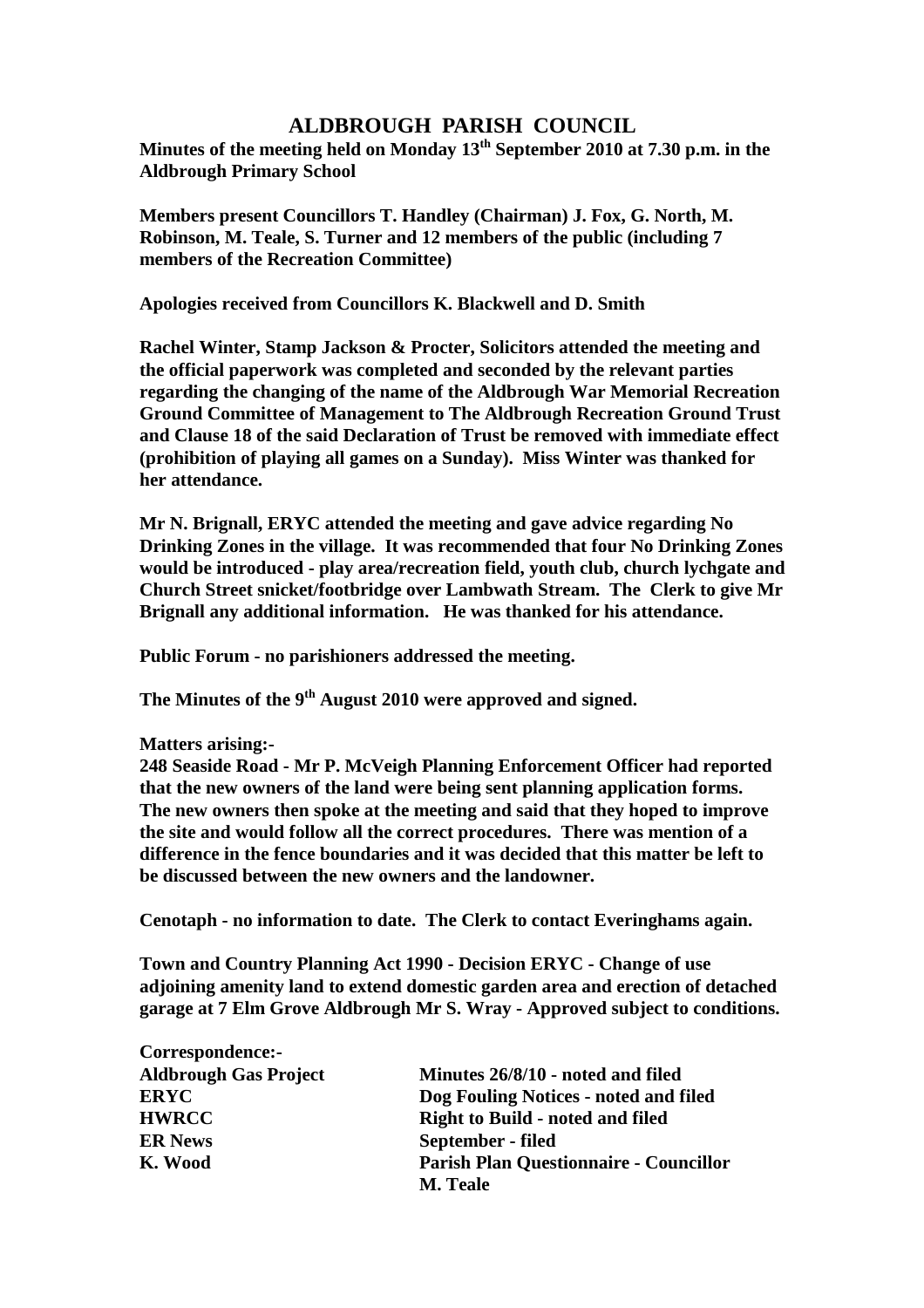# ALDBROUGH PARISH COUNCIL

**Minutes of the meeting held on Monday 13th September 2010 at 7.30 p.m. in the Aldbrough Primary School**

**Members present Councillors T. Handley (Chairman) J. Fox, G. North, M. Robinson, M. Teale, S. Turner and 12 members of the public (including 7 members of the Recreation Committee)**

**Apologies received from Councillors K. Blackwell and D. Smith**

**Rachel Winter, Stamp Jackson & Procter, Solicitors attended the meeting and the official paperwork was completed and seconded by the relevant parties regarding the changing of the name of the Aldbrough War Memorial Recreation Ground Committee of Management to The Aldbrough Recreation Ground Trust and Clause 18 of the said Declaration of Trust be removed with immediate effect (prohibition of playing all games on a Sunday). Miss Winter was thanked for her attendance.**

**Mr N. Brignall, ERYC attended the meeting and gave advice regarding No Drinking Zones in the village. It was recommended that four No Drinking Zones would be introduced - play area/recreation field, youth club, church lychgate and Church Street snicket/footbridge over Lambwath Stream. The Clerk to give Mr Brignall any additional information. He was thanked for his attendance.**

**Public Forum - no parishioners addressed the meeting.**

**The Minutes of the 9th August 2010 were approved and signed.**

**Matters arising:-**

**248 Seaside Road - Mr P. McVeigh Planning Enforcement Officer had reported that the new owners of the land were being sent planning application forms. The new owners then spoke at the meeting and said that they hoped to improve the site and would follow all the correct procedures. There was mention of a difference in the fence boundaries and it was decided that this matter be left to be discussed between the new owners and the landowner.**

**Cenotaph - no information to date. The Clerk to contact Everinghams again.**

**Town and Country Planning Act 1990 - Decision ERYC - Change of use adjoining amenity land to extend domestic garden area and erection of detached garage at 7 Elm Grove Aldbrough Mr S. Wray - Approved subject to conditions.**

**Correspondence:-**

| | |
|---|---|
| **Aldbrough Gas Project** | **Minutes 26/8/10 - noted and filed** |
| **ERYC** | **Dog Fouling Notices - noted and filed** |
| **HWRCC** | **Right to Build - noted and filed** |
| **ER News** | **September - filed** |
| **K. Wood** | **Parish Plan Questionnaire - Councillor M. Teale** |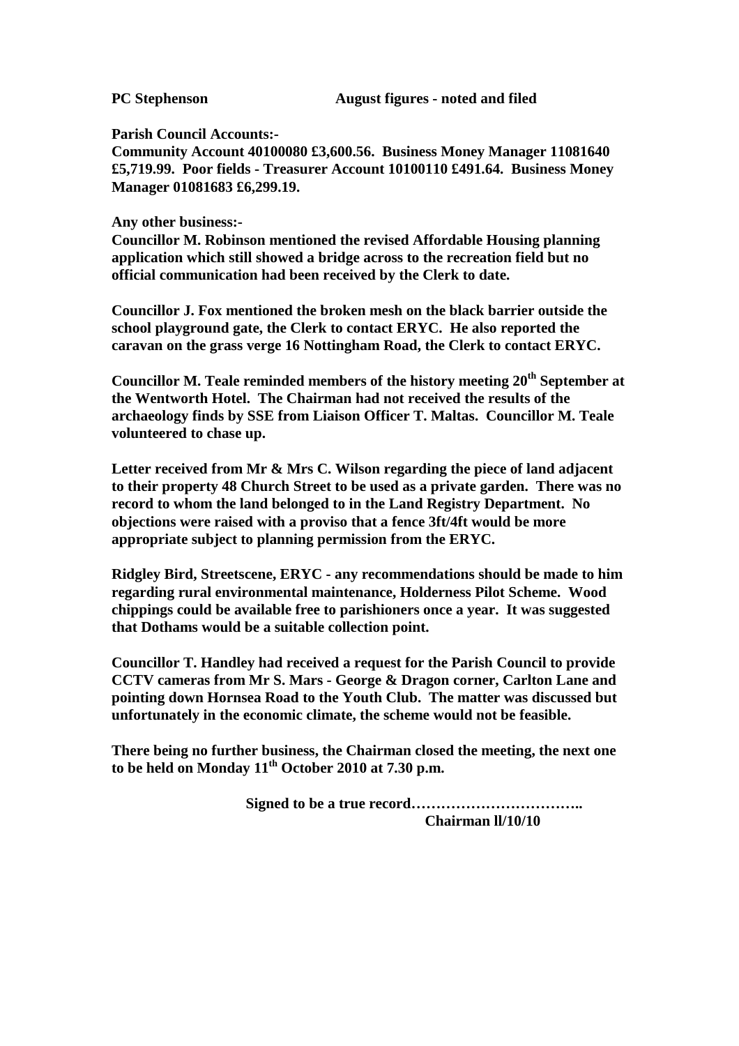**PC Stephenson August figures - noted and filed**

**Parish Council Accounts:-**
**Community Account 40100080 £3,600.56. Business Money Manager 11081640 £5,719.99. Poor fields - Treasurer Account 10100110 £491.64. Business Money Manager 01081683 £6,299.19.**

**Any other business:-**
**Councillor M. Robinson mentioned the revised Affordable Housing planning application which still showed a bridge across to the recreation field but no official communication had been received by the Clerk to date.**

**Councillor J. Fox mentioned the broken mesh on the black barrier outside the school playground gate, the Clerk to contact ERYC. He also reported the caravan on the grass verge 16 Nottingham Road, the Clerk to contact ERYC.**

**Councillor M. Teale reminded members of the history meeting 20th September at the Wentworth Hotel. The Chairman had not received the results of the archaeology finds by SSE from Liaison Officer T. Maltas. Councillor M. Teale volunteered to chase up.**

**Letter received from Mr & Mrs C. Wilson regarding the piece of land adjacent to their property 48 Church Street to be used as a private garden. There was no record to whom the land belonged to in the Land Registry Department. No objections were raised with a proviso that a fence 3ft/4ft would be more appropriate subject to planning permission from the ERYC.**

**Ridgley Bird, Streetscene, ERYC - any recommendations should be made to him regarding rural environmental maintenance, Holderness Pilot Scheme. Wood chippings could be available free to parishioners once a year. It was suggested that Dothams would be a suitable collection point.**

**Councillor T. Handley had received a request for the Parish Council to provide CCTV cameras from Mr S. Mars - George & Dragon corner, Carlton Lane and pointing down Hornsea Road to the Youth Club. The matter was discussed but unfortunately in the economic climate, the scheme would not be feasible.**

**There being no further business, the Chairman closed the meeting, the next one to be held on Monday 11th October 2010 at 7.30 p.m.**

**Signed to be a true record……………………………..**
**Chairman ll/10/10**